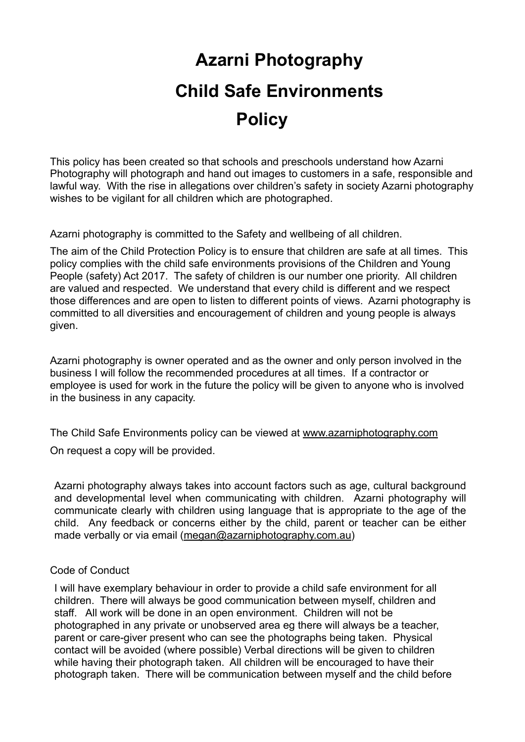# Azarni Photography

# Child Safe Environments

# Policy

This policy has been created so that schools and preschools understand how Azarni Photography will photograph and hand out images to customers in a safe, responsible and lawful way. With the rise in allegations over children's safety in society Azarni photography wishes to be vigilant for all children which are photographed.

Azarni photography is committed to the Safety and wellbeing of all children.

The aim of the Child Protection Policy is to ensure that children are safe at all times. This policy complies with the child safe environments provisions of the Children and Young People (safety) Act 2017. The safety of children is our number one priority. All children are valued and respected. We understand that every child is different and we respect those differences and are open to listen to different points of views. Azarni photography is committed to all diversities and encouragement of children and young people is always given.

Azarni photography is owner operated and as the owner and only person involved in the business I will follow the recommended procedures at all times. If a contractor or employee is used for work in the future the policy will be given to anyone who is involved in the business in any capacity.

The Child Safe Environments policy can be viewed at www.azarniphotography.com

On request a copy will be provided.

Azarni photography always takes into account factors such as age, cultural background and developmental level when communicating with children. Azarni photography will communicate clearly with children using language that is appropriate to the age of the child. Any feedback or concerns either by the child, parent or teacher can be either made verbally or via email (megan@azarniphotography.com.au)

Code of Conduct

I will have exemplary behaviour in order to provide a child safe environment for all children. There will always be good communication between myself, children and staff. All work will be done in an open environment. Children will not be photographed in any private or unobserved area eg there will always be a teacher, parent or care-giver present who can see the photographs being taken. Physical contact will be avoided (where possible) Verbal directions will be given to children while having their photograph taken. All children will be encouraged to have their photograph taken. There will be communication between myself and the child before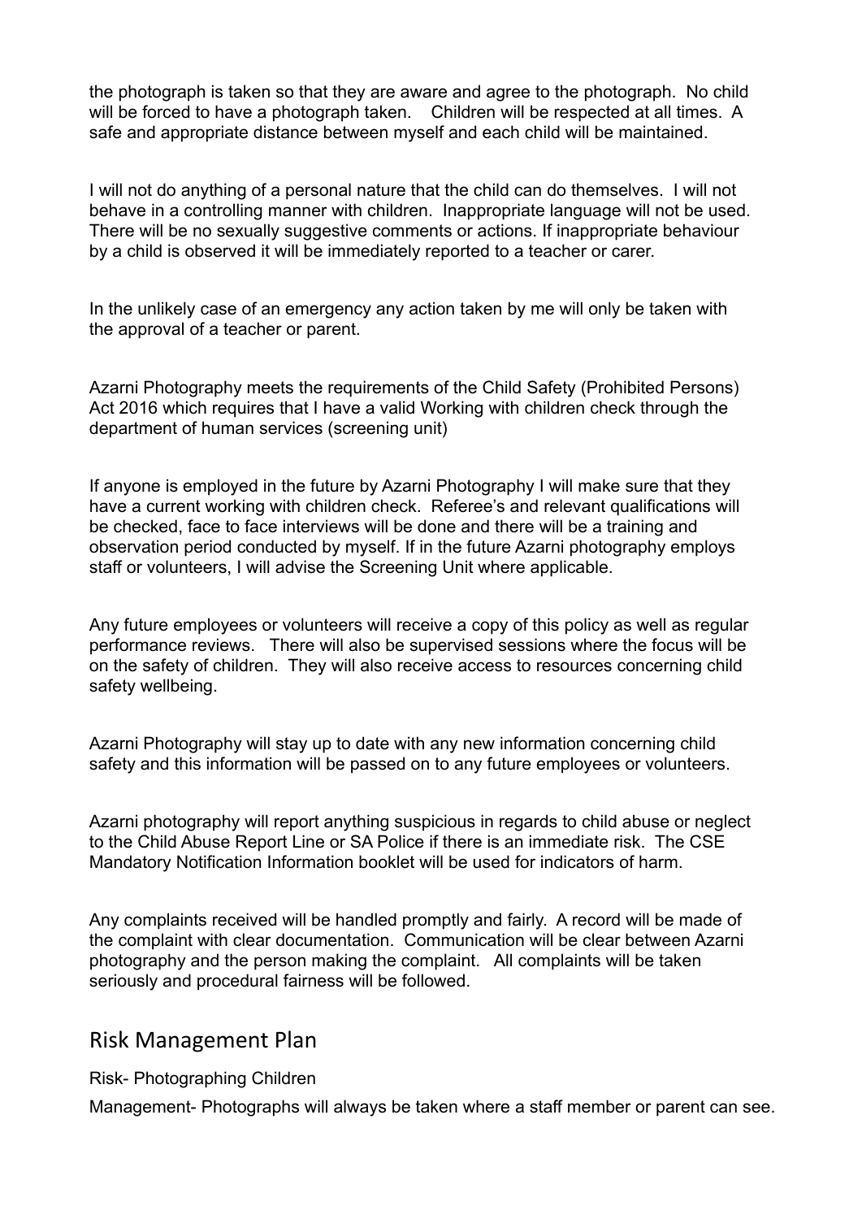the photograph is taken so that they are aware and agree to the photograph. No child will be forced to have a photograph taken. Children will be respected at all times. A safe and appropriate distance between myself and each child will be maintained.

I will not do anything of a personal nature that the child can do themselves. I will not behave in a controlling manner with children. Inappropriate language will not be used. There will be no sexually suggestive comments or actions. If inappropriate behaviour by a child is observed it will be immediately reported to a teacher or carer.

In the unlikely case of an emergency any action taken by me will only be taken with the approval of a teacher or parent.

Azarni Photography meets the requirements of the Child Safety (Prohibited Persons) Act 2016 which requires that I have a valid Working with children check through the department of human services (screening unit)

If anyone is employed in the future by Azarni Photography I will make sure that they have a current working with children check. Referee's and relevant qualifications will be checked, face to face interviews will be done and there will be a training and observation period conducted by myself. If in the future Azarni photography employs staff or volunteers, I will advise the Screening Unit where applicable.

Any future employees or volunteers will receive a copy of this policy as well as regular performance reviews. There will also be supervised sessions where the focus will be on the safety of children. They will also receive access to resources concerning child safety wellbeing.

Azarni Photography will stay up to date with any new information concerning child safety and this information will be passed on to any future employees or volunteers.

Azarni photography will report anything suspicious in regards to child abuse or neglect to the Child Abuse Report Line or SA Police if there is an immediate risk. The CSE Mandatory Notification Information booklet will be used for indicators of harm.

Any complaints received will be handled promptly and fairly. A record will be made of the complaint with clear documentation. Communication will be clear between Azarni photography and the person making the complaint. All complaints will be taken seriously and procedural fairness will be followed.

## Risk Management Plan

Risk- Photographing Children

Management- Photographs will always be taken where a staff member or parent can see.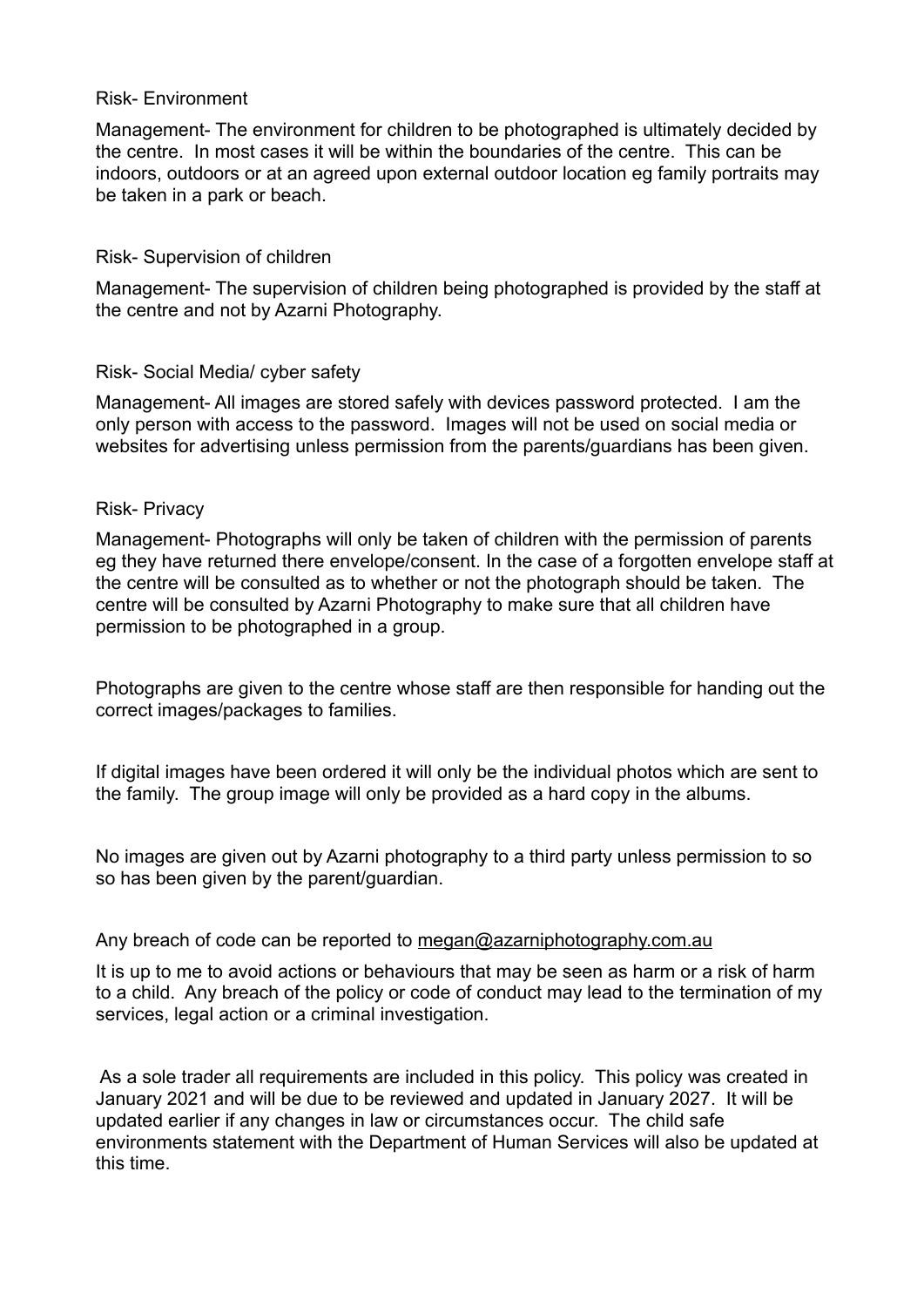Risk- Environment

Management- The environment for children to be photographed is ultimately decided by the centre. In most cases it will be within the boundaries of the centre. This can be indoors, outdoors or at an agreed upon external outdoor location eg family portraits may be taken in a park or beach.

Risk- Supervision of children

Management- The supervision of children being photographed is provided by the staff at the centre and not by Azarni Photography.

Risk- Social Media/ cyber safety

Management- All images are stored safely with devices password protected. I am the only person with access to the password. Images will not be used on social media or websites for advertising unless permission from the parents/guardians has been given.

Risk- Privacy

Management- Photographs will only be taken of children with the permission of parents eg they have returned there envelope/consent. In the case of a forgotten envelope staff at the centre will be consulted as to whether or not the photograph should be taken. The centre will be consulted by Azarni Photography to make sure that all children have permission to be photographed in a group.

Photographs are given to the centre whose staff are then responsible for handing out the correct images/packages to families.

If digital images have been ordered it will only be the individual photos which are sent to the family. The group image will only be provided as a hard copy in the albums.

No images are given out by Azarni photography to a third party unless permission to so so has been given by the parent/guardian.

Any breach of code can be reported to megan@azarniphotography.com.au

It is up to me to avoid actions or behaviours that may be seen as harm or a risk of harm to a child. Any breach of the policy or code of conduct may lead to the termination of my services, legal action or a criminal investigation.

As a sole trader all requirements are included in this policy. This policy was created in January 2021 and will be due to be reviewed and updated in January 2027. It will be updated earlier if any changes in law or circumstances occur. The child safe environments statement with the Department of Human Services will also be updated at this time.